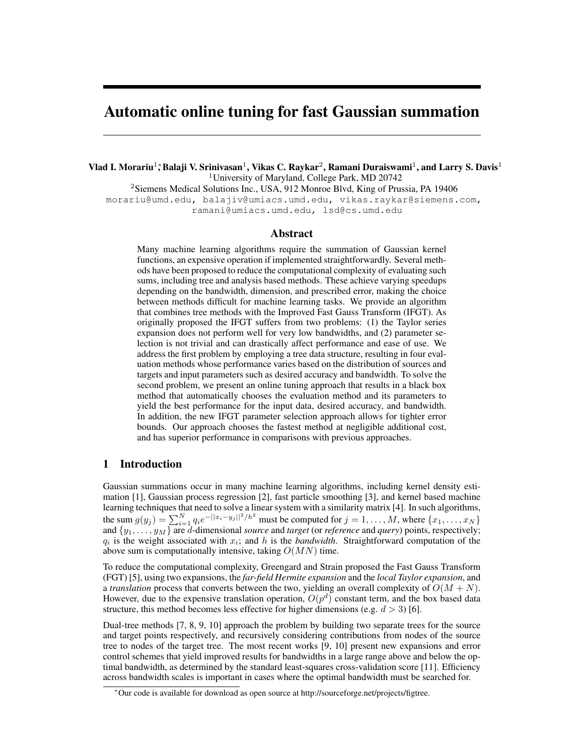# Automatic online tuning for fast Gaussian summation

**Vlad I. Morariu[1]\*, Balaji V. Srinivasan[1], Vikas C. Raykar[2], Ramani Duraiswami[1], and Larry S. Davis[1]**

[1]University of Maryland, College Park, MD 20742

[2]Siemens Medical Solutions Inc., USA, 912 Monroe Blvd, King of Prussia, PA 19406

morariu@umd.edu, balajiv@umiacs.umd.edu, vikas.raykar@siemens.com, ramani@umiacs.umd.edu, lsd@cs.umd.edu

## Abstract

Many machine learning algorithms require the summation of Gaussian kernel functions, an expensive operation if implemented straightforwardly. Several methods have been proposed to reduce the computational complexity of evaluating such sums, including tree and analysis based methods. These achieve varying speedups depending on the bandwidth, dimension, and prescribed error, making the choice between methods difficult for machine learning tasks. We provide an algorithm that combines tree methods with the Improved Fast Gauss Transform (IFGT). As originally proposed the IFGT suffers from two problems: (1) the Taylor series expansion does not perform well for very low bandwidths, and (2) parameter selection is not trivial and can drastically affect performance and ease of use. We address the first problem by employing a tree data structure, resulting in four evaluation methods whose performance varies based on the distribution of sources and targets and input parameters such as desired accuracy and bandwidth. To solve the second problem, we present an online tuning approach that results in a black box method that automatically chooses the evaluation method and its parameters to yield the best performance for the input data, desired accuracy, and bandwidth. In addition, the new IFGT parameter selection approach allows for tighter error bounds. Our approach chooses the fastest method at negligible additional cost, and has superior performance in comparisons with previous approaches.

## 1 Introduction

Gaussian summations occur in many machine learning algorithms, including kernel density estimation [1], Gaussian process regression [2], fast particle smoothing [3], and kernel based machine learning techniques that need to solve a linear system with a similarity matrix [4]. In such algorithms, the sum $g(y_j) = \sum_{i=1}^{N} q_i e^{-||x_i - y_j||^2/h^2}$ must be computed for $j = 1, \ldots, M$, where $\{x_1, \ldots, x_N\}$ and $\{y_1, \ldots, y_M\}$ are $d$-dimensional *source* and *target* (or *reference* and *query*) points, respectively; $q_i$ is the weight associated with $x_i$; and $h$ is the *bandwidth*. Straightforward computation of the above sum is computationally intensive, taking $O(MN)$ time.

To reduce the computational complexity, Greengard and Strain proposed the Fast Gauss Transform (FGT) [5], using two expansions, the *far-field Hermite expansion* and the *local Taylor expansion*, and a *translation* process that converts between the two, yielding an overall complexity of $O(M + N)$. However, due to the expensive translation operation, $O(p^d)$ constant term, and the box based data structure, this method becomes less effective for higher dimensions (e.g. $d > 3$) [6].

Dual-tree methods [7, 8, 9, 10] approach the problem by building two separate trees for the source and target points respectively, and recursively considering contributions from nodes of the source tree to nodes of the target tree. The most recent works [9, 10] present new expansions and error control schemes that yield improved results for bandwidths in a large range above and below the optimal bandwidth, as determined by the standard least-squares cross-validation score [11]. Efficiency across bandwidth scales is important in cases where the optimal bandwidth must be searched for.

\*Our code is available for download as open source at http://sourceforge.net/projects/figtree.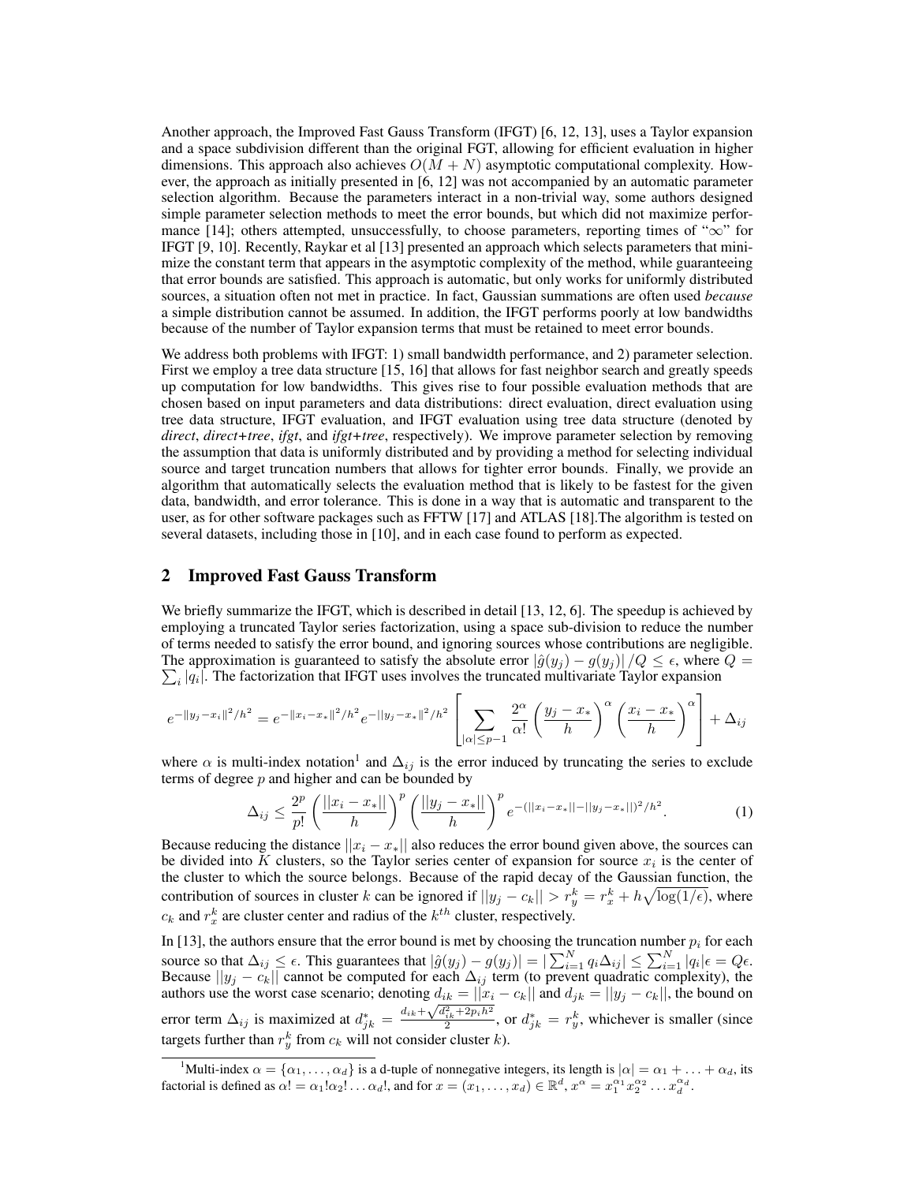Another approach, the Improved Fast Gauss Transform (IFGT) [6, 12, 13], uses a Taylor expansion and a space subdivision different than the original FGT, allowing for efficient evaluation in higher dimensions. This approach also achieves $O(M+N)$ asymptotic computational complexity. However, the approach as initially presented in [6, 12] was not accompanied by an automatic parameter selection algorithm. Because the parameters interact in a non-trivial way, some authors designed simple parameter selection methods to meet the error bounds, but which did not maximize performance [14]; others attempted, unsuccessfully, to choose parameters, reporting times of "$\infty$" for IFGT [9, 10]. Recently, Raykar et al [13] presented an approach which selects parameters that minimize the constant term that appears in the asymptotic complexity of the method, while guaranteeing that error bounds are satisfied. This approach is automatic, but only works for uniformly distributed sources, a situation often not met in practice. In fact, Gaussian summations are often used *because* a simple distribution cannot be assumed. In addition, the IFGT performs poorly at low bandwidths because of the number of Taylor expansion terms that must be retained to meet error bounds.

We address both problems with IFGT: 1) small bandwidth performance, and 2) parameter selection. First we employ a tree data structure [15, 16] that allows for fast neighbor search and greatly speeds up computation for low bandwidths. This gives rise to four possible evaluation methods that are chosen based on input parameters and data distributions: direct evaluation, direct evaluation using tree data structure, IFGT evaluation, and IFGT evaluation using tree data structure (denoted by *direct*, *direct+tree*, *ifgt*, and *ifgt+tree*, respectively). We improve parameter selection by removing the assumption that data is uniformly distributed and by providing a method for selecting individual source and target truncation numbers that allows for tighter error bounds. Finally, we provide an algorithm that automatically selects the evaluation method that is likely to be fastest for the given data, bandwidth, and error tolerance. This is done in a way that is automatic and transparent to the user, as for other software packages such as FFTW [17] and ATLAS [18].The algorithm is tested on several datasets, including those in [10], and in each case found to perform as expected.

## 2 Improved Fast Gauss Transform

We briefly summarize the IFGT, which is described in detail [13, 12, 6]. The speedup is achieved by employing a truncated Taylor series factorization, using a space sub-division to reduce the number of terms needed to satisfy the error bound, and ignoring sources whose contributions are negligible. The approximation is guaranteed to satisfy the absolute error $|\hat{g}(y_j) - g(y_j)|/Q \leq \epsilon$, where $Q = \sum_i |q_i|$. The factorization that IFGT uses involves the truncated multivariate Taylor expansion

$$e^{-\|y_j - x_i\|^2/h^2} = e^{-\|x_i - x_*\|^2/h^2} e^{-||y_j - x_*||^2/h^2} \left[ \sum_{|\alpha| \leq p-1} \frac{2^\alpha}{\alpha!} \left( \frac{y_j - x_*}{h} \right)^\alpha \left( \frac{x_i - x_*}{h} \right)^\alpha \right] + \Delta_{ij}$$

where $\alpha$ is multi-index notation[1] and $\Delta_{ij}$ is the error induced by truncating the series to exclude terms of degree $p$ and higher and can be bounded by

$$\Delta_{ij} \leq \frac{2^p}{p!} \left( \frac{||x_i - x_*||}{h} \right)^p \left( \frac{||y_j - x_*||}{h} \right)^p e^{-(||x_i - x_*|| - ||y_j - x_*||)^2/h^2}. \tag{1}$$

Because reducing the distance $||x_i - x_*||$ also reduces the error bound given above, the sources can be divided into $K$ clusters, so the Taylor series center of expansion for source $x_i$ is the center of the cluster to which the source belongs. Because of the rapid decay of the Gaussian function, the contribution of sources in cluster $k$ can be ignored if $||y_j - c_k|| > r_y^k = r_x^k + h\sqrt{\log(1/\epsilon)}$, where $c_k$ and $r_x^k$ are cluster center and radius of the $k^{th}$ cluster, respectively.

In [13], the authors ensure that the error bound is met by choosing the truncation number $p_i$ for each source so that $\Delta_{ij} \leq \epsilon$. This guarantees that $|\hat{g}(y_j) - g(y_j)| = |\sum_{i=1}^N q_i \Delta_{ij}| \leq \sum_{i=1}^N |q_i|\epsilon = Q\epsilon$. Because $||y_j - c_k||$ cannot be computed for each $\Delta_{ij}$ term (to prevent quadratic complexity), the authors use the worst case scenario; denoting $d_{ik} = ||x_i - c_k||$ and $d_{jk} = ||y_j - c_k||$, the bound on error term $\Delta_{ij}$ is maximized at $d_{jk}^* = \frac{d_{ik} + \sqrt{d_{ik}^2 + 2p_i h^2}}{2}$, or $d_{jk}^* = r_y^k$, whichever is smaller (since targets further than $r_y^k$ from $c_k$ will not consider cluster $k$).

[1]Multi-index $\alpha = \{\alpha_1, \ldots, \alpha_d\}$ is a d-tuple of nonnegative integers, its length is $|\alpha| = \alpha_1 + \ldots + \alpha_d$, its factorial is defined as $\alpha! = \alpha_1!\alpha_2!\ldots\alpha_d!$, and for $x = (x_1, \ldots, x_d) \in \mathbb{R}^d$, $x^\alpha = x_1^{\alpha_1} x_2^{\alpha_2} \ldots x_d^{\alpha_d}$.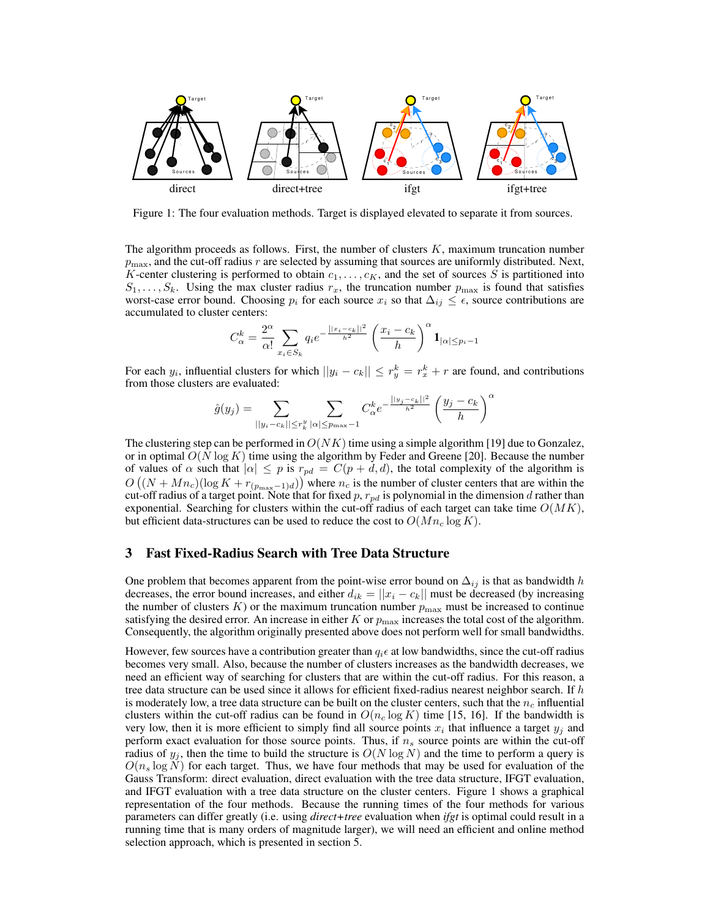Figure 1: The four evaluation methods. Target is displayed elevated to separate it from sources.

The algorithm proceeds as follows. First, the number of clusters $K$, maximum truncation number $p_{\max}$, and the cut-off radius $r$ are selected by assuming that sources are uniformly distributed. Next, $K$-center clustering is performed to obtain $c_1, \ldots, c_K$, and the set of sources $S$ is partitioned into $S_1, \ldots, S_k$. Using the max cluster radius $r_x$, the truncation number $p_{\max}$ is found that satisfies worst-case error bound. Choosing $p_i$ for each source $x_i$ so that $\Delta_{ij} \leq \epsilon$, source contributions are accumulated to cluster centers:

$$C_\alpha^k = \frac{2^\alpha}{\alpha!} \sum_{x_i \in S_k} q_i e^{-\frac{||x_i - c_k||^2}{h^2}} \left(\frac{x_i - c_k}{h}\right)^\alpha \mathbf{1}_{|\alpha| \leq p_i - 1}$$

For each $y_i$, influential clusters for which $||y_i - c_k|| \leq r_y^k = r_x^k + r$ are found, and contributions from those clusters are evaluated:

$$\hat{g}(y_j) = \sum_{||y_i - c_k|| \leq r_k^y} \sum_{|\alpha| \leq p_{\max} - 1} C_\alpha^k e^{-\frac{||y_j - c_k||^2}{h^2}} \left(\frac{y_j - c_k}{h}\right)^\alpha$$

The clustering step can be performed in $O(NK)$ time using a simple algorithm [19] due to Gonzalez, or in optimal $O(N \log K)$ time using the algorithm by Feder and Greene [20]. Because the number of values of $\alpha$ such that $|\alpha| \leq p$ is $r_{pd} = C(p + d, d)$, the total complexity of the algorithm is $O\left((N + Mn_c)(\log K + r_{(p_{\max}-1)d})\right)$ where $n_c$ is the number of cluster centers that are within the cut-off radius of a target point. Note that for fixed $p$, $r_{pd}$ is polynomial in the dimension $d$ rather than exponential. Searching for clusters within the cut-off radius of each target can take time $O(MK)$, but efficient data-structures can be used to reduce the cost to $O(Mn_c \log K)$.

## 3 Fast Fixed-Radius Search with Tree Data Structure

One problem that becomes apparent from the point-wise error bound on $\Delta_{ij}$ is that as bandwidth $h$ decreases, the error bound increases, and either $d_{ik} = ||x_i - c_k||$ must be decreased (by increasing the number of clusters $K$) or the maximum truncation number $p_{\max}$ must be increased to continue satisfying the desired error. An increase in either $K$ or $p_{\max}$ increases the total cost of the algorithm. Consequently, the algorithm originally presented above does not perform well for small bandwidths.

However, few sources have a contribution greater than $q_i\epsilon$ at low bandwidths, since the cut-off radius becomes very small. Also, because the number of clusters increases as the bandwidth decreases, we need an efficient way of searching for clusters that are within the cut-off radius. For this reason, a tree data structure can be used since it allows for efficient fixed-radius nearest neighbor search. If $h$ is moderately low, a tree data structure can be built on the cluster centers, such that the $n_c$ influential clusters within the cut-off radius can be found in $O(n_c \log K)$ time [15, 16]. If the bandwidth is very low, then it is more efficient to simply find all source points $x_i$ that influence a target $y_j$ and perform exact evaluation for those source points. Thus, if $n_s$ source points are within the cut-off radius of $y_j$, then the time to build the structure is $O(N \log N)$ and the time to perform a query is $O(n_s \log N)$ for each target. Thus, we have four methods that may be used for evaluation of the Gauss Transform: direct evaluation, direct evaluation with the tree data structure, IFGT evaluation, and IFGT evaluation with a tree data structure on the cluster centers. Figure 1 shows a graphical representation of the four methods. Because the running times of the four methods for various parameters can differ greatly (i.e. using *direct+tree* evaluation when *ifgt* is optimal could result in a running time that is many orders of magnitude larger), we will need an efficient and online method selection approach, which is presented in section 5.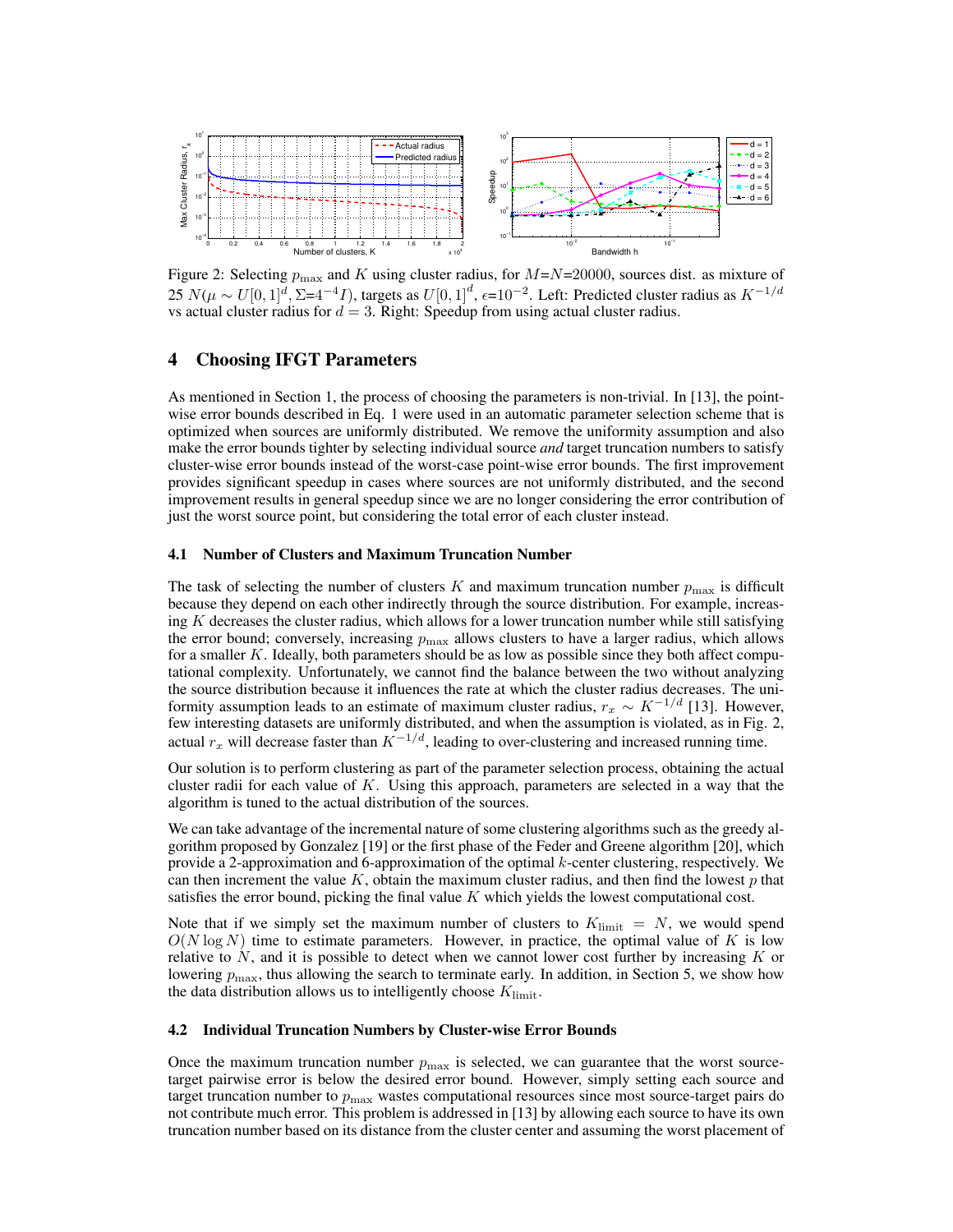Figure 2: Selecting $p_{\max}$ and $K$ using cluster radius, for $M$=$N$=20000, sources dist. as mixture of 25 $N(\mu \sim U[0,1]^d, \Sigma{=}4^{-4}I)$, targets as $U[0,1]^d$, $\epsilon$=$10^{-2}$. Left: Predicted cluster radius as $K^{-1/d}$ vs actual cluster radius for $d = 3$. Right: Speedup from using actual cluster radius.

## 4 Choosing IFGT Parameters

As mentioned in Section 1, the process of choosing the parameters is non-trivial. In [13], the point-wise error bounds described in Eq. 1 were used in an automatic parameter selection scheme that is optimized when sources are uniformly distributed. We remove the uniformity assumption and also make the error bounds tighter by selecting individual source *and* target truncation numbers to satisfy cluster-wise error bounds instead of the worst-case point-wise error bounds. The first improvement provides significant speedup in cases where sources are not uniformly distributed, and the second improvement results in general speedup since we are no longer considering the error contribution of just the worst source point, but considering the total error of each cluster instead.

### 4.1 Number of Clusters and Maximum Truncation Number

The task of selecting the number of clusters $K$ and maximum truncation number $p_{\max}$ is difficult because they depend on each other indirectly through the source distribution. For example, increasing $K$ decreases the cluster radius, which allows for a lower truncation number while still satisfying the error bound; conversely, increasing $p_{\max}$ allows clusters to have a larger radius, which allows for a smaller $K$. Ideally, both parameters should be as low as possible since they both affect computational complexity. Unfortunately, we cannot find the balance between the two without analyzing the source distribution because it influences the rate at which the cluster radius decreases. The uniformity assumption leads to an estimate of maximum cluster radius, $r_x \sim K^{-1/d}$ [13]. However, few interesting datasets are uniformly distributed, and when the assumption is violated, as in Fig. 2, actual $r_x$ will decrease faster than $K^{-1/d}$, leading to over-clustering and increased running time.

Our solution is to perform clustering as part of the parameter selection process, obtaining the actual cluster radii for each value of $K$. Using this approach, parameters are selected in a way that the algorithm is tuned to the actual distribution of the sources.

We can take advantage of the incremental nature of some clustering algorithms such as the greedy algorithm proposed by Gonzalez [19] or the first phase of the Feder and Greene algorithm [20], which provide a 2-approximation and 6-approximation of the optimal $k$-center clustering, respectively. We can then increment the value $K$, obtain the maximum cluster radius, and then find the lowest $p$ that satisfies the error bound, picking the final value $K$ which yields the lowest computational cost.

Note that if we simply set the maximum number of clusters to $K_{\text{limit}} = N$, we would spend $O(N \log N)$ time to estimate parameters. However, in practice, the optimal value of $K$ is low relative to $N$, and it is possible to detect when we cannot lower cost further by increasing $K$ or lowering $p_{\max}$, thus allowing the search to terminate early. In addition, in Section 5, we show how the data distribution allows us to intelligently choose $K_{\text{limit}}$.

### 4.2 Individual Truncation Numbers by Cluster-wise Error Bounds

Once the maximum truncation number $p_{\max}$ is selected, we can guarantee that the worst source-target pairwise error is below the desired error bound. However, simply setting each source and target truncation number to $p_{\max}$ wastes computational resources since most source-target pairs do not contribute much error. This problem is addressed in [13] by allowing each source to have its own truncation number based on its distance from the cluster center and assuming the worst placement of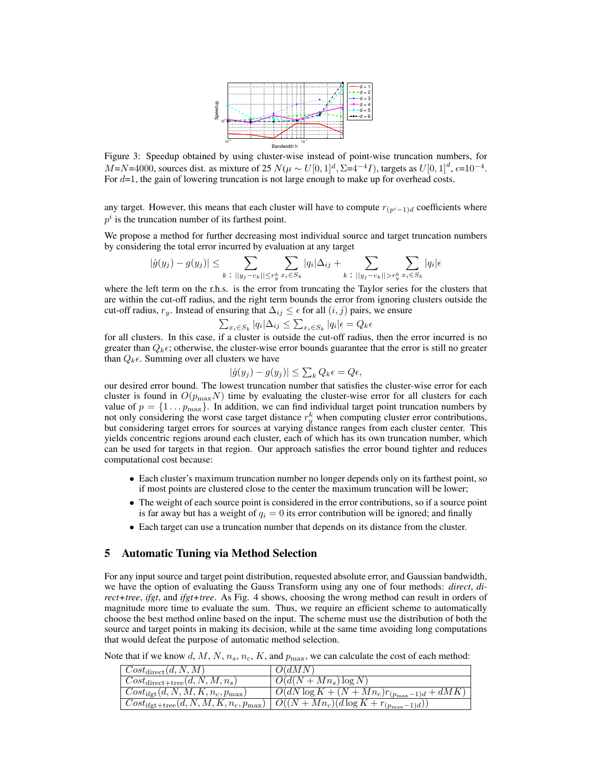Figure 3: Speedup obtained by using cluster-wise instead of point-wise truncation numbers, for $M$=$N$=4000, sources dist. as mixture of 25 $N(\mu \sim U[0,1]^d, \Sigma$=$4^{-4}I)$, targets as $U[0,1]^d$, $\epsilon$=$10^{-4}$. For $d$=1, the gain of lowering truncation is not large enough to make up for overhead costs.

any target. However, this means that each cluster will have to compute $r_{(p^i-1)d}$ coefficients where $p^i$ is the truncation number of its farthest point.

We propose a method for further decreasing most individual source and target truncation numbers by considering the total error incurred by evaluation at any target

$$|\hat{g}(y_j) - g(y_j)| \leq \sum_{k\,:\,||y_j - c_k|| \leq r_y^k} \sum_{x_i \in S_k} |q_i|\Delta_{ij} + \sum_{k\,:\,||y_j - c_k|| > r_y^k} \sum_{x_i \in S_k} |q_i|\epsilon$$

where the left term on the r.h.s. is the error from truncating the Taylor series for the clusters that are within the cut-off radius, and the right term bounds the error from ignoring clusters outside the cut-off radius, $r_y$. Instead of ensuring that $\Delta_{ij} \leq \epsilon$ for all $(i,j)$ pairs, we ensure

$$\sum_{x_i \in S_k} |q_i|\Delta_{ij} \leq \sum_{x_i \in S_k} |q_i|\epsilon = Q_k\epsilon$$

for all clusters. In this case, if a cluster is outside the cut-off radius, then the error incurred is no greater than $Q_k\epsilon$; otherwise, the cluster-wise error bounds guarantee that the error is still no greater than $Q_k\epsilon$. Summing over all clusters we have

$$|\hat{g}(y_j) - g(y_j)| \leq \sum_k Q_k\epsilon = Q\epsilon,$$

our desired error bound. The lowest truncation number that satisfies the cluster-wise error for each cluster is found in $O(p_{\max}N)$ time by evaluating the cluster-wise error for all clusters for each value of $p = \{1 \ldots p_{\max}\}$. In addition, we can find individual target point truncation numbers by not only considering the worst case target distance $r_y^k$ when computing cluster error contributions, but considering target errors for sources at varying distance ranges from each cluster center. This yields concentric regions around each cluster, each of which has its own truncation number, which can be used for targets in that region. Our approach satisfies the error bound tighter and reduces computational cost because:

- Each cluster's maximum truncation number no longer depends only on its farthest point, so if most points are clustered close to the center the maximum truncation will be lower;
- The weight of each source point is considered in the error contributions, so if a source point is far away but has a weight of $q_i = 0$ its error contribution will be ignored; and finally
- Each target can use a truncation number that depends on its distance from the cluster.

## 5 Automatic Tuning via Method Selection

For any input source and target point distribution, requested absolute error, and Gaussian bandwidth, we have the option of evaluating the Gauss Transform using any one of four methods: *direct*, *direct+tree*, *ifgt*, and *ifgt+tree*. As Fig. 4 shows, choosing the wrong method can result in orders of magnitude more time to evaluate the sum. Thus, we require an efficient scheme to automatically choose the best method online based on the input. The scheme must use the distribution of both the source and target points in making its decision, while at the same time avoiding long computations that would defeat the purpose of automatic method selection.

Note that if we know $d$, $M$, $N$, $n_s$, $n_c$, $K$, and $p_{\max}$, we can calculate the cost of each method:

| | |
|---|---|
| $Cost_{\text{direct}}(d, N, M)$ | $O(dMN)$ |
| $Cost_{\text{direct+tree}}(d, N, M, n_s)$ | $O(d(N + Mn_s)\log N)$ |
| $Cost_{\text{ifgt}}(d, N, M, K, n_c, p_{\max})$ | $O(dN\log K + (N + Mn_c)r_{(p_{\max}-1)d} + dMK)$ |
| $Cost_{\text{ifgt+tree}}(d, N, M, K, n_c, p_{\max})$ | $O((N + Mn_c)(d\log K + r_{(p_{\max}-1)d}))$ |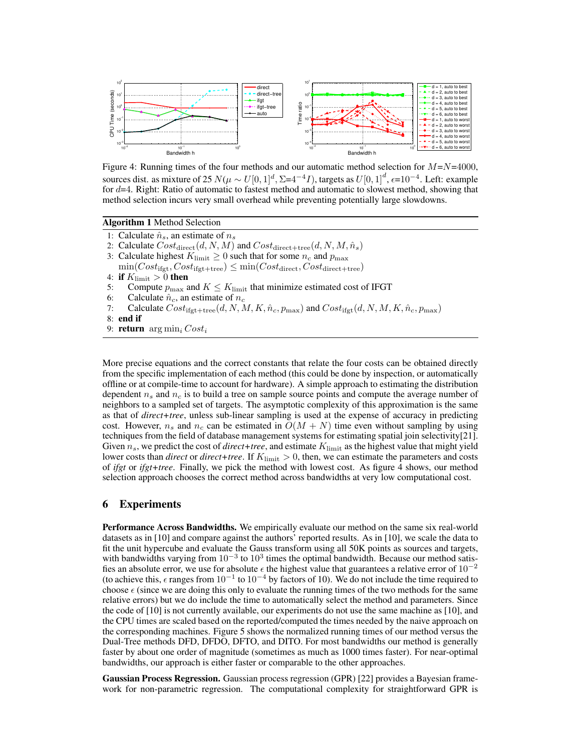Figure 4: Running times of the four methods and our automatic method selection for $M$=$N$=4000, sources dist. as mixture of 25 $N(\mu \sim U[0,1]^d, \Sigma$=$4^{-4}I)$, targets as $U[0,1]^d$, $\epsilon$=$10^{-4}$. Left: example for $d$=4. Right: Ratio of automatic to fastest method and automatic to slowest method, showing that method selection incurs very small overhead while preventing potentially large slowdowns.

**Algorithm 1** Method Selection

1: Calculate $\hat{n}_s$, an estimate of $n_s$
2: Calculate $Cost_{\text{direct}}(d, N, M)$ and $Cost_{\text{direct+tree}}(d, N, M, \hat{n}_s)$
3: Calculate highest $K_{\text{limit}} \geq 0$ such that for some $n_c$ and $p_{\max}$
   $\min(Cost_{\text{ifgt}}, Cost_{\text{ifgt+tree}}) \leq \min(Cost_{\text{direct}}, Cost_{\text{direct+tree}})$
4: **if** $K_{\text{limit}} > 0$ **then**
5: Compute $p_{\max}$ and $K \leq K_{\text{limit}}$ that minimize estimated cost of IFGT
6: Calculate $\hat{n}_c$, an estimate of $n_c$
7: Calculate $Cost_{\text{ifgt+tree}}(d, N, M, K, \hat{n}_c, p_{\max})$ and $Cost_{\text{ifgt}}(d, N, M, K, \hat{n}_c, p_{\max})$
8: **end if**
9: **return** $\arg\min_i Cost_i$

More precise equations and the correct constants that relate the four costs can be obtained directly from the specific implementation of each method (this could be done by inspection, or automatically offline or at compile-time to account for hardware). A simple approach to estimating the distribution dependent $n_s$ and $n_c$ is to build a tree on sample source points and compute the average number of neighbors to a sampled set of targets. The asymptotic complexity of this approximation is the same as that of *direct+tree*, unless sub-linear sampling is used at the expense of accuracy in predicting cost. However, $n_s$ and $n_c$ can be estimated in $O(M + N)$ time even without sampling by using techniques from the field of database management systems for estimating spatial join selectivity[21]. Given $n_s$, we predict the cost of *direct+tree*, and estimate $K_{\text{limit}}$ as the highest value that might yield lower costs than *direct* or *direct+tree*. If $K_{\text{limit}} > 0$, then, we can estimate the parameters and costs of *ifgt* or *ifgt+tree*. Finally, we pick the method with lowest cost. As figure 4 shows, our method selection approach chooses the correct method across bandwidths at very low computational cost.

## 6 Experiments

**Performance Across Bandwidths.** We empirically evaluate our method on the same six real-world datasets as in [10] and compare against the authors' reported results. As in [10], we scale the data to fit the unit hypercube and evaluate the Gauss transform using all 50K points as sources and targets, with bandwidths varying from $10^{-3}$ to $10^3$ times the optimal bandwidth. Because our method satisfies an absolute error, we use for absolute $\epsilon$ the highest value that guarantees a relative error of $10^{-2}$ (to achieve this, $\epsilon$ ranges from $10^{-1}$ to $10^{-4}$ by factors of 10). We do not include the time required to choose $\epsilon$ (since we are doing this only to evaluate the running times of the two methods for the same relative errors) but we do include the time to automatically select the method and parameters. Since the code of [10] is not currently available, our experiments do not use the same machine as [10], and the CPU times are scaled based on the reported/computed the times needed by the naive approach on the corresponding machines. Figure 5 shows the normalized running times of our method versus the Dual-Tree methods DFD, DFDO, DFTO, and DITO. For most bandwidths our method is generally faster by about one order of magnitude (sometimes as much as 1000 times faster). For near-optimal bandwidths, our approach is either faster or comparable to the other approaches.

**Gaussian Process Regression.** Gaussian process regression (GPR) [22] provides a Bayesian framework for non-parametric regression. The computational complexity for straightforward GPR is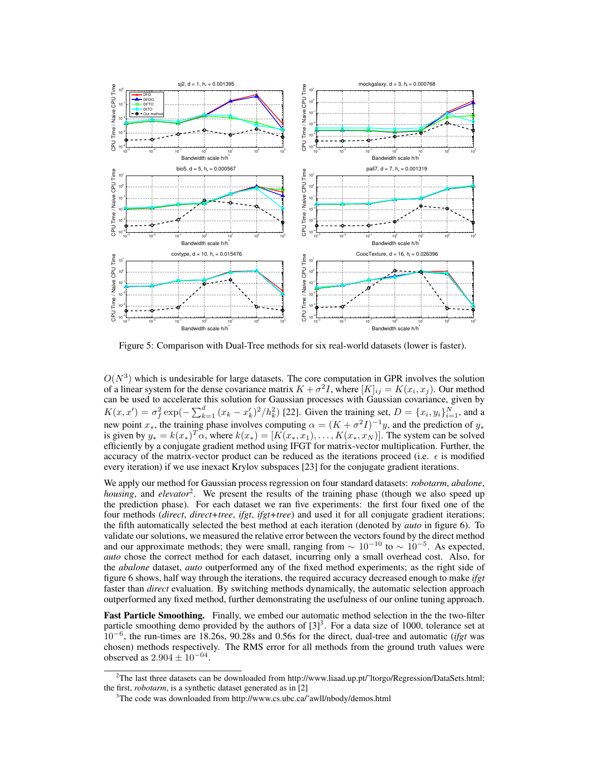Figure 5: Comparison with Dual-Tree methods for six real-world datasets (lower is faster).

$O(N^3)$ which is undesirable for large datasets. The core computation in GPR involves the solution of a linear system for the dense covariance matrix $K + \sigma^2 I$, where $[K]_{ij} = K(x_i, x_j)$. Our method can be used to accelerate this solution for Gaussian processes with Gaussian covariance, given by $K(x, x') = \sigma_f^2 \exp(-\sum_{k=1}^{d} (x_k - x'_k)^2 / h_k^2)$ [22]. Given the training set, $D = \{x_i, y_i\}_{i=1}^N$, and a new point $x_*$, the training phase involves computing $\alpha = (K + \sigma^2 I)^{-1} y$, and the prediction of $y_*$ is given by $y_* = k(x_*)^T \alpha$, where $k(x_*) = [K(x_*, x_1), \ldots, K(x_*, x_N)]$. The system can be solved efficiently by a conjugate gradient method using IFGT for matrix-vector multiplication. Further, the accuracy of the matrix-vector product can be reduced as the iterations proceed (i.e. $\epsilon$ is modified every iteration) if we use inexact Krylov subspaces [23] for the conjugate gradient iterations.

We apply our method for Gaussian process regression on four standard datasets: *robotarm*, *abalone*, *housing*, and *elevator*[2]. We present the results of the training phase (though we also speed up the prediction phase). For each dataset we ran five experiments: the first four fixed one of the four methods (*direct*, *direct+tree*, *ifgt*, *ifgt+tree*) and used it for all conjugate gradient iterations; the fifth automatically selected the best method at each iteration (denoted by *auto* in figure 6). To validate our solutions, we measured the relative error between the vectors found by the direct method and our approximate methods; they were small, ranging from $\sim 10^{-10}$ to $\sim 10^{-5}$. As expected, *auto* chose the correct method for each dataset, incurring only a small overhead cost. Also, for the *abalone* dataset, *auto* outperformed any of the fixed method experiments; as the right side of figure 6 shows, half way through the iterations, the required accuracy decreased enough to make *ifgt* faster than *direct* evaluation. By switching methods dynamically, the automatic selection approach outperformed any fixed method, further demonstrating the usefulness of our online tuning approach.

**Fast Particle Smoothing.** Finally, we embed our automatic method selection in the the two-filter particle smoothing demo provided by the authors of [3][3]. For a data size of 1000, tolerance set at $10^{-6}$, the run-times are 18.26s, 90.28s and 0.56s for the direct, dual-tree and automatic (*ifgt* was chosen) methods respectively. The RMS error for all methods from the ground truth values were observed as $2.904 \pm 10^{-04}$.

---

[2] The last three datasets can be downloaded from http://www.liaad.up.pt/~ltorgo/Regression/DataSets.html; the first, *robotarm*, is a synthetic dataset generated as in [2]

[3] The code was downloaded from http://www.cs.ubc.ca/~awll/nbody/demos.html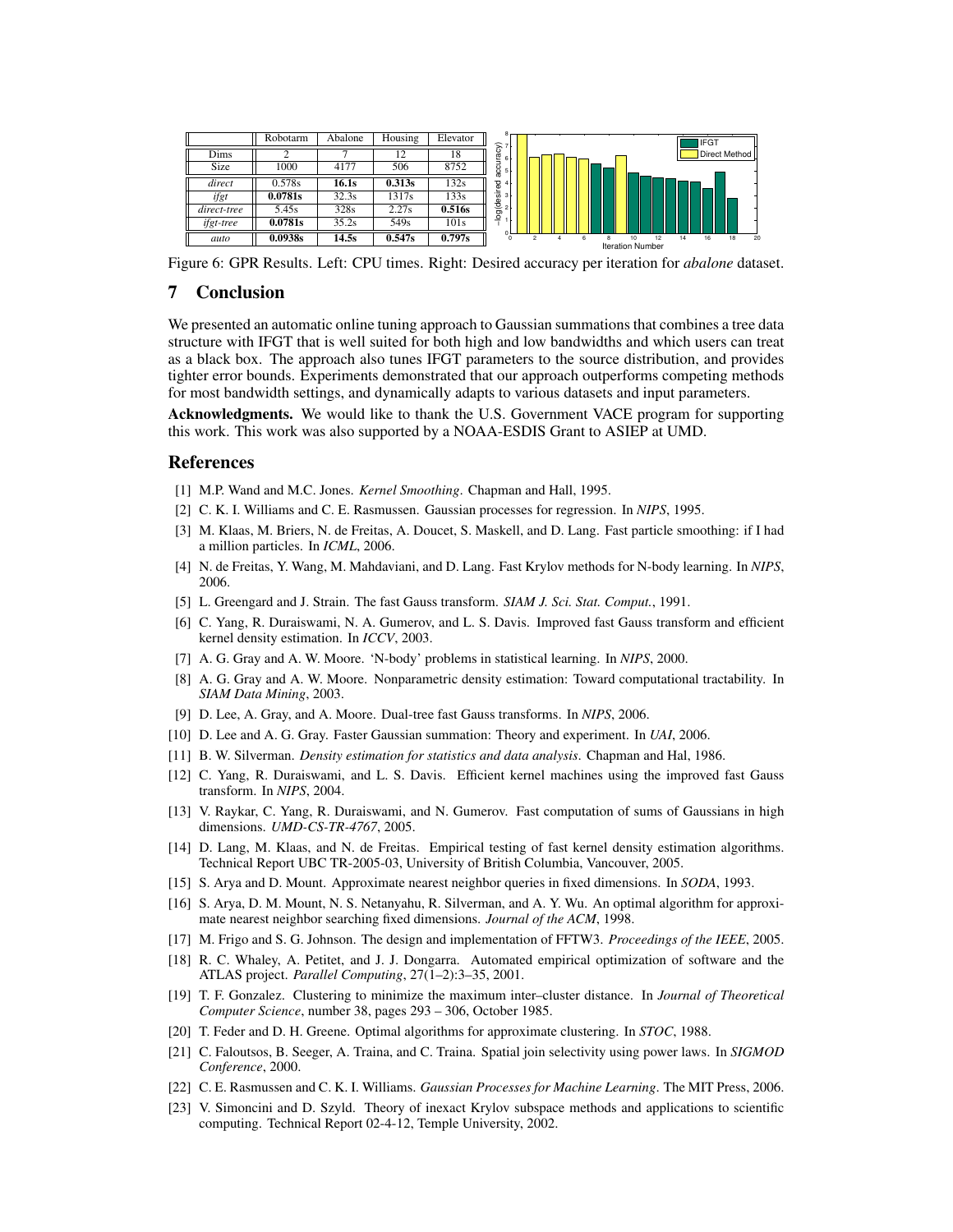| | Robotarm | Abalone | Housing | Elevator |
|---|---|---|---|---|
| Dims | 2 | 7 | 12 | 18 |
| Size | 1000 | 4177 | 506 | 8752 |
| *direct* | 0.578s | **16.1s** | **0.313s** | 132s |
| *ifgt* | **0.0781s** | 32.3s | 1317s | 133s |
| *direct-tree* | 5.45s | 328s | 2.27s | **0.516s** |
| *ifgt-tree* | **0.0781s** | 35.2s | 549s | 101s |
| *auto* | **0.0938s** | **14.5s** | **0.547s** | **0.797s** |

−log(desired accuracy)
Iteration Number
IFGT
Direct Method
0 2 4 6 8 10 12 14 16 18 20
0 1 2 3 4 5 6 7 8

Figure 6: GPR Results. Left: CPU times. Right: Desired accuracy per iteration for *abalone* dataset.

## 7 Conclusion

We presented an automatic online tuning approach to Gaussian summations that combines a tree data structure with IFGT that is well suited for both high and low bandwidths and which users can treat as a black box. The approach also tunes IFGT parameters to the source distribution, and provides tighter error bounds. Experiments demonstrated that our approach outperforms competing methods for most bandwidth settings, and dynamically adapts to various datasets and input parameters.

**Acknowledgments.** We would like to thank the U.S. Government VACE program for supporting this work. This work was also supported by a NOAA-ESDIS Grant to ASIEP at UMD.

## References

[1] M.P. Wand and M.C. Jones. *Kernel Smoothing*. Chapman and Hall, 1995.

[2] C. K. I. Williams and C. E. Rasmussen. Gaussian processes for regression. In *NIPS*, 1995.

[3] M. Klaas, M. Briers, N. de Freitas, A. Doucet, S. Maskell, and D. Lang. Fast particle smoothing: if I had a million particles. In *ICML*, 2006.

[4] N. de Freitas, Y. Wang, M. Mahdaviani, and D. Lang. Fast Krylov methods for N-body learning. In *NIPS*, 2006.

[5] L. Greengard and J. Strain. The fast Gauss transform. *SIAM J. Sci. Stat. Comput.*, 1991.

[6] C. Yang, R. Duraiswami, N. A. Gumerov, and L. S. Davis. Improved fast Gauss transform and efficient kernel density estimation. In *ICCV*, 2003.

[7] A. G. Gray and A. W. Moore. 'N-body' problems in statistical learning. In *NIPS*, 2000.

[8] A. G. Gray and A. W. Moore. Nonparametric density estimation: Toward computational tractability. In *SIAM Data Mining*, 2003.

[9] D. Lee, A. Gray, and A. Moore. Dual-tree fast Gauss transforms. In *NIPS*, 2006.

[10] D. Lee and A. G. Gray. Faster Gaussian summation: Theory and experiment. In *UAI*, 2006.

[11] B. W. Silverman. *Density estimation for statistics and data analysis*. Chapman and Hal, 1986.

[12] C. Yang, R. Duraiswami, and L. S. Davis. Efficient kernel machines using the improved fast Gauss transform. In *NIPS*, 2004.

[13] V. Raykar, C. Yang, R. Duraiswami, and N. Gumerov. Fast computation of sums of Gaussians in high dimensions. *UMD-CS-TR-4767*, 2005.

[14] D. Lang, M. Klaas, and N. de Freitas. Empirical testing of fast kernel density estimation algorithms. Technical Report UBC TR-2005-03, University of British Columbia, Vancouver, 2005.

[15] S. Arya and D. Mount. Approximate nearest neighbor queries in fixed dimensions. In *SODA*, 1993.

[16] S. Arya, D. M. Mount, N. S. Netanyahu, R. Silverman, and A. Y. Wu. An optimal algorithm for approximate nearest neighbor searching fixed dimensions. *Journal of the ACM*, 1998.

[17] M. Frigo and S. G. Johnson. The design and implementation of FFTW3. *Proceedings of the IEEE*, 2005.

[18] R. C. Whaley, A. Petitet, and J. J. Dongarra. Automated empirical optimization of software and the ATLAS project. *Parallel Computing*, 27(1–2):3–35, 2001.

[19] T. F. Gonzalez. Clustering to minimize the maximum inter–cluster distance. In *Journal of Theoretical Computer Science*, number 38, pages 293 – 306, October 1985.

[20] T. Feder and D. H. Greene. Optimal algorithms for approximate clustering. In *STOC*, 1988.

[21] C. Faloutsos, B. Seeger, A. Traina, and C. Traina. Spatial join selectivity using power laws. In *SIGMOD Conference*, 2000.

[22] C. E. Rasmussen and C. K. I. Williams. *Gaussian Processes for Machine Learning*. The MIT Press, 2006.

[23] V. Simoncini and D. Szyld. Theory of inexact Krylov subspace methods and applications to scientific computing. Technical Report 02-4-12, Temple University, 2002.